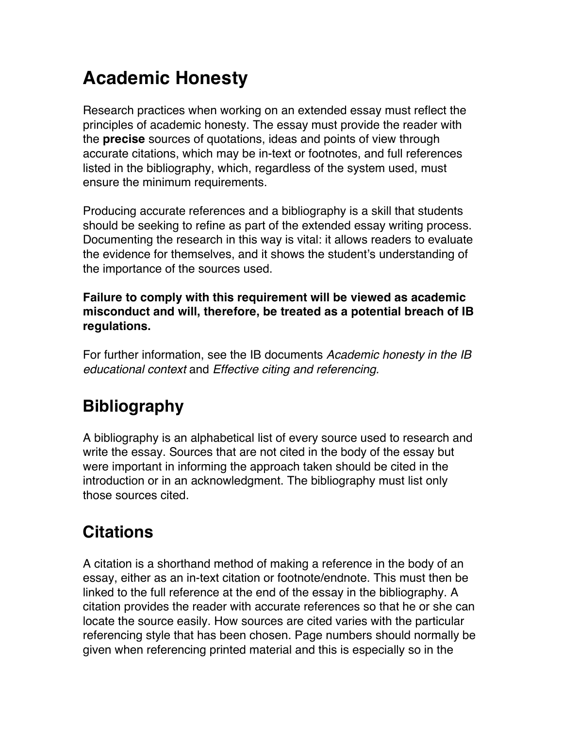# Academic Honesty

Research practices when working on an extended essay must reflect the principles of academic honesty. The essay must provide the reader with the **precise** sources of quotations, ideas and points of view through accurate citations, which may be in-text or footnotes, and full references listed in the bibliography, which, regardless of the system used, must ensure the minimum requirements.

Producing accurate references and a bibliography is a skill that students should be seeking to refine as part of the extended essay writing process. Documenting the research in this way is vital: it allows readers to evaluate the evidence for themselves, and it shows the student's understanding of the importance of the sources used.

**Failure to comply with this requirement will be viewed as academic misconduct and will, therefore, be treated as a potential breach of IB regulations.**

For further information, see the IB documents *Academic honesty in the IB educational context* and *Effective citing and referencing.*

# Bibliography

A bibliography is an alphabetical list of every source used to research and write the essay. Sources that are not cited in the body of the essay but were important in informing the approach taken should be cited in the introduction or in an acknowledgment. The bibliography must list only those sources cited.

# Citations

A citation is a shorthand method of making a reference in the body of an essay, either as an in-text citation or footnote/endnote. This must then be linked to the full reference at the end of the essay in the bibliography. A citation provides the reader with accurate references so that he or she can locate the source easily. How sources are cited varies with the particular referencing style that has been chosen. Page numbers should normally be given when referencing printed material and this is especially so in the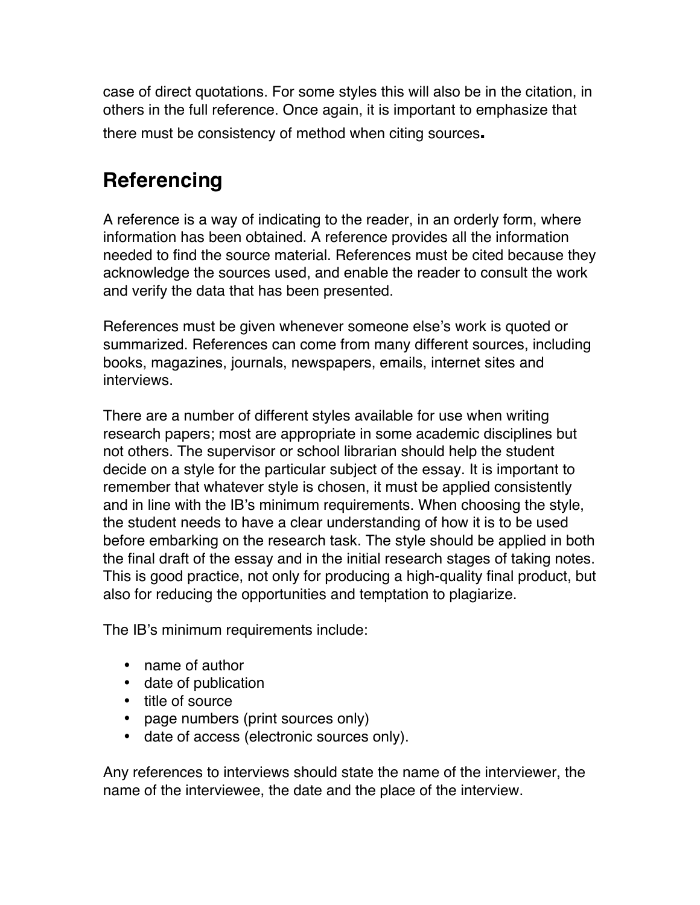case of direct quotations. For some styles this will also be in the citation, in others in the full reference. Once again, it is important to emphasize that there must be consistency of method when citing sources.

## Referencing

A reference is a way of indicating to the reader, in an orderly form, where information has been obtained. A reference provides all the information needed to find the source material. References must be cited because they acknowledge the sources used, and enable the reader to consult the work and verify the data that has been presented.

References must be given whenever someone else's work is quoted or summarized. References can come from many different sources, including books, magazines, journals, newspapers, emails, internet sites and interviews.

There are a number of different styles available for use when writing research papers; most are appropriate in some academic disciplines but not others. The supervisor or school librarian should help the student decide on a style for the particular subject of the essay. It is important to remember that whatever style is chosen, it must be applied consistently and in line with the IB's minimum requirements. When choosing the style, the student needs to have a clear understanding of how it is to be used before embarking on the research task. The style should be applied in both the final draft of the essay and in the initial research stages of taking notes. This is good practice, not only for producing a high-quality final product, but also for reducing the opportunities and temptation to plagiarize.

The IB's minimum requirements include:

- name of author
- date of publication
- title of source
- page numbers (print sources only)
- date of access (electronic sources only).

Any references to interviews should state the name of the interviewer, the name of the interviewee, the date and the place of the interview.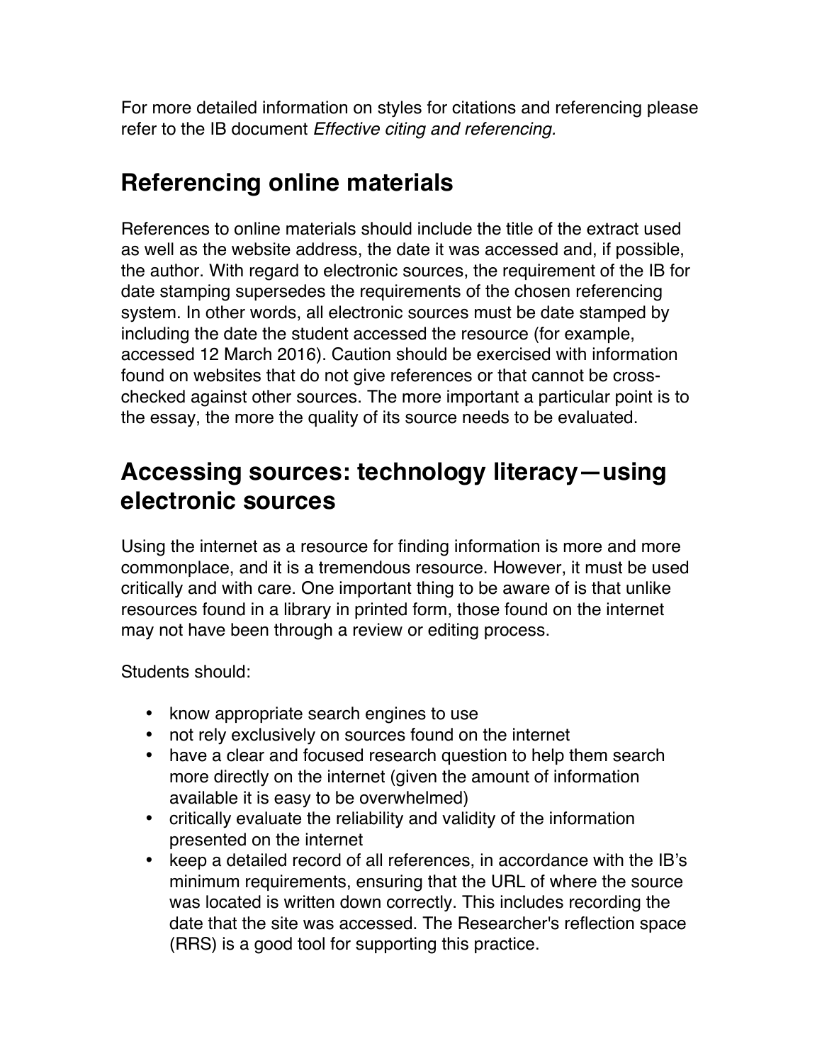For more detailed information on styles for citations and referencing please refer to the IB document *Effective citing and referencing.*

## Referencing online materials

References to online materials should include the title of the extract used as well as the website address, the date it was accessed and, if possible, the author. With regard to electronic sources, the requirement of the IB for date stamping supersedes the requirements of the chosen referencing system. In other words, all electronic sources must be date stamped by including the date the student accessed the resource (for example, accessed 12 March 2016). Caution should be exercised with information found on websites that do not give references or that cannot be cross-checked against other sources. The more important a particular point is to the essay, the more the quality of its source needs to be evaluated.

## Accessing sources: technology literacy—using electronic sources

Using the internet as a resource for finding information is more and more commonplace, and it is a tremendous resource. However, it must be used critically and with care. One important thing to be aware of is that unlike resources found in a library in printed form, those found on the internet may not have been through a review or editing process.

Students should:

- know appropriate search engines to use
- not rely exclusively on sources found on the internet
- have a clear and focused research question to help them search more directly on the internet (given the amount of information available it is easy to be overwhelmed)
- critically evaluate the reliability and validity of the information presented on the internet
- keep a detailed record of all references, in accordance with the IB's minimum requirements, ensuring that the URL of where the source was located is written down correctly. This includes recording the date that the site was accessed. The Researcher's reflection space (RRS) is a good tool for supporting this practice.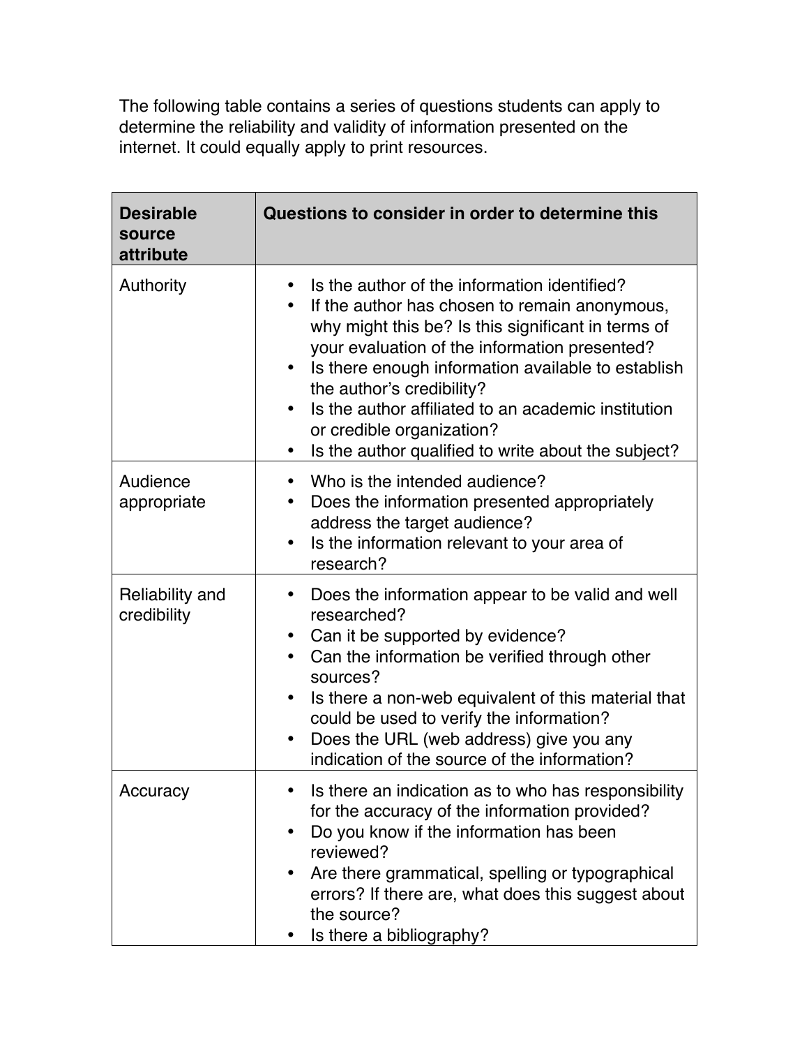The following table contains a series of questions students can apply to determine the reliability and validity of information presented on the internet. It could equally apply to print resources.

| Desirable source attribute | Questions to consider in order to determine this |
|---|---|
| Authority | • Is the author of the information identified?<br>• If the author has chosen to remain anonymous, why might this be? Is this significant in terms of your evaluation of the information presented?<br>• Is there enough information available to establish the author's credibility?<br>• Is the author affiliated to an academic institution or credible organization?<br>• Is the author qualified to write about the subject? |
| Audience appropriate | • Who is the intended audience?<br>• Does the information presented appropriately address the target audience?<br>• Is the information relevant to your area of research? |
| Reliability and credibility | • Does the information appear to be valid and well researched?<br>• Can it be supported by evidence?<br>• Can the information be verified through other sources?<br>• Is there a non-web equivalent of this material that could be used to verify the information?<br>• Does the URL (web address) give you any indication of the source of the information? |
| Accuracy | • Is there an indication as to who has responsibility for the accuracy of the information provided?<br>• Do you know if the information has been reviewed?<br>• Are there grammatical, spelling or typographical errors? If there are, what does this suggest about the source?<br>• Is there a bibliography? |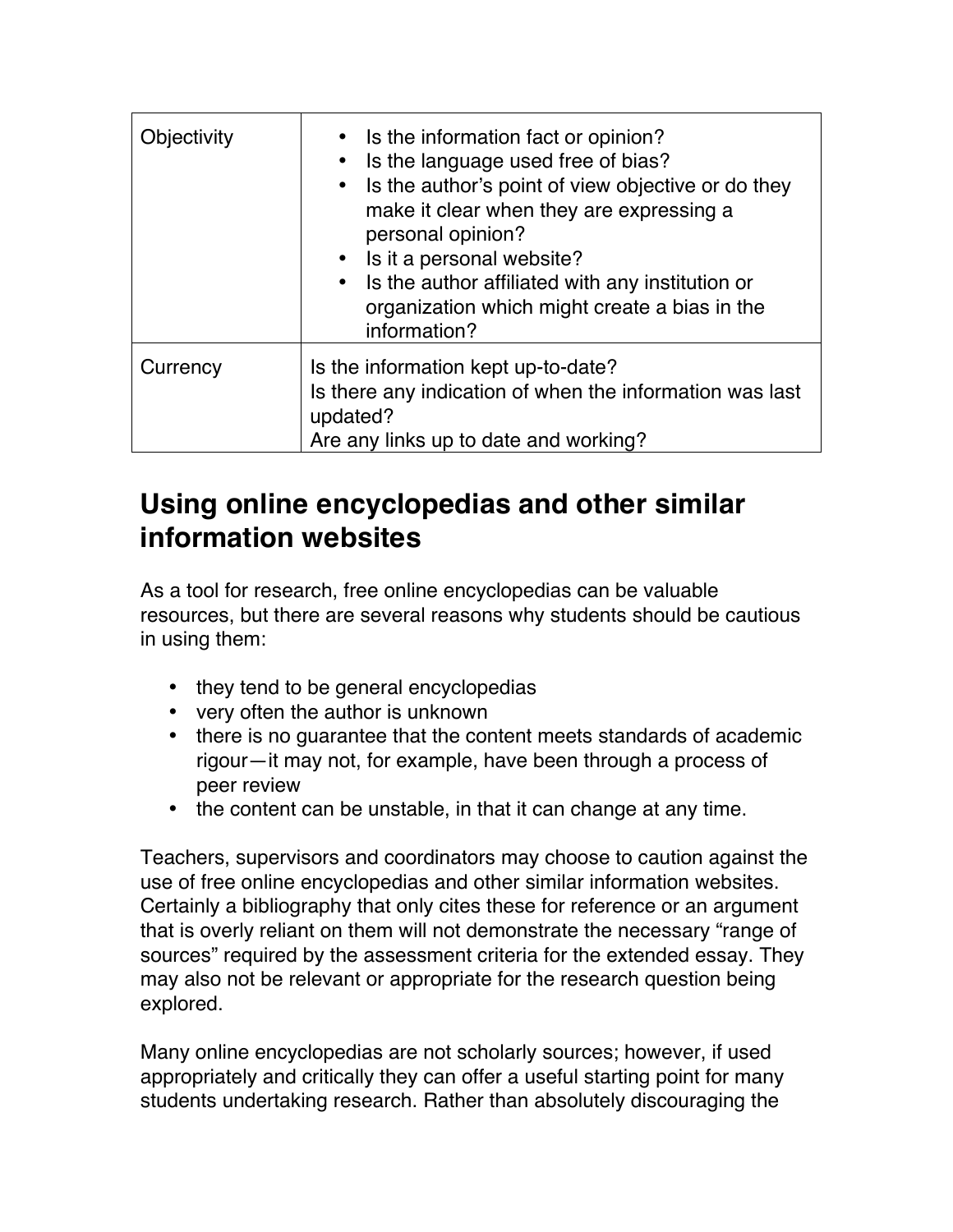| | |
|---|---|
| Objectivity | • Is the information fact or opinion?<br>• Is the language used free of bias?<br>• Is the author's point of view objective or do they make it clear when they are expressing a personal opinion?<br>• Is it a personal website?<br>• Is the author affiliated with any institution or organization which might create a bias in the information? |
| Currency | Is the information kept up-to-date?<br>Is there any indication of when the information was last updated?<br>Are any links up to date and working? |

## Using online encyclopedias and other similar information websites

As a tool for research, free online encyclopedias can be valuable resources, but there are several reasons why students should be cautious in using them:

- they tend to be general encyclopedias
- very often the author is unknown
- there is no guarantee that the content meets standards of academic rigour—it may not, for example, have been through a process of peer review
- the content can be unstable, in that it can change at any time.

Teachers, supervisors and coordinators may choose to caution against the use of free online encyclopedias and other similar information websites. Certainly a bibliography that only cites these for reference or an argument that is overly reliant on them will not demonstrate the necessary "range of sources" required by the assessment criteria for the extended essay. They may also not be relevant or appropriate for the research question being explored.

Many online encyclopedias are not scholarly sources; however, if used appropriately and critically they can offer a useful starting point for many students undertaking research. Rather than absolutely discouraging the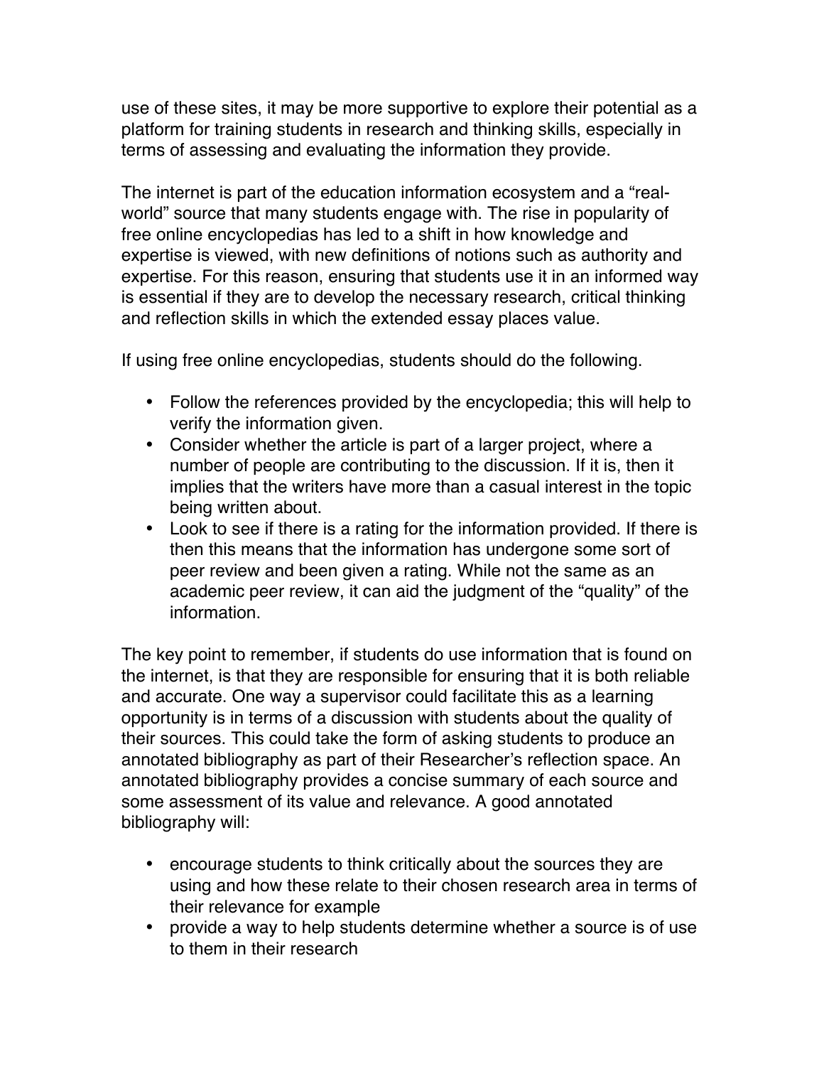use of these sites, it may be more supportive to explore their potential as a platform for training students in research and thinking skills, especially in terms of assessing and evaluating the information they provide.

The internet is part of the education information ecosystem and a "real-world" source that many students engage with. The rise in popularity of free online encyclopedias has led to a shift in how knowledge and expertise is viewed, with new definitions of notions such as authority and expertise. For this reason, ensuring that students use it in an informed way is essential if they are to develop the necessary research, critical thinking and reflection skills in which the extended essay places value.

If using free online encyclopedias, students should do the following.

- Follow the references provided by the encyclopedia; this will help to verify the information given.
- Consider whether the article is part of a larger project, where a number of people are contributing to the discussion. If it is, then it implies that the writers have more than a casual interest in the topic being written about.
- Look to see if there is a rating for the information provided. If there is then this means that the information has undergone some sort of peer review and been given a rating. While not the same as an academic peer review, it can aid the judgment of the "quality" of the information.

The key point to remember, if students do use information that is found on the internet, is that they are responsible for ensuring that it is both reliable and accurate. One way a supervisor could facilitate this as a learning opportunity is in terms of a discussion with students about the quality of their sources. This could take the form of asking students to produce an annotated bibliography as part of their Researcher's reflection space. An annotated bibliography provides a concise summary of each source and some assessment of its value and relevance. A good annotated bibliography will:

- encourage students to think critically about the sources they are using and how these relate to their chosen research area in terms of their relevance for example
- provide a way to help students determine whether a source is of use to them in their research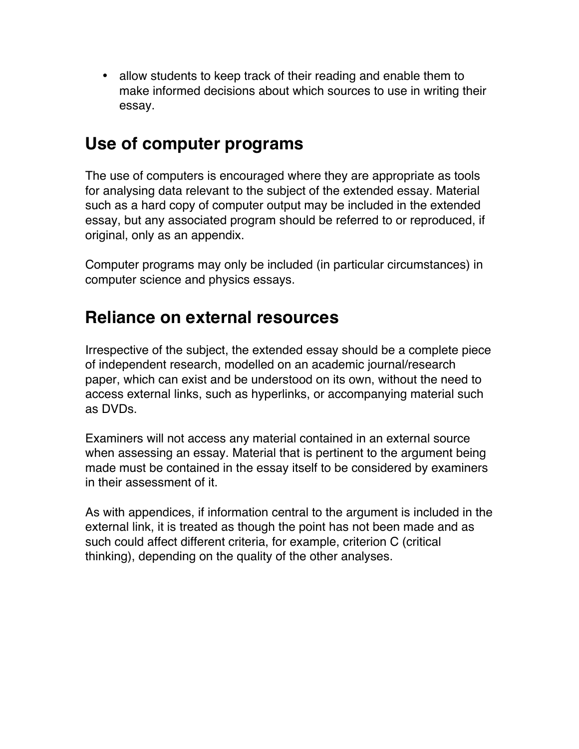- allow students to keep track of their reading and enable them to make informed decisions about which sources to use in writing their essay.

## Use of computer programs

The use of computers is encouraged where they are appropriate as tools for analysing data relevant to the subject of the extended essay. Material such as a hard copy of computer output may be included in the extended essay, but any associated program should be referred to or reproduced, if original, only as an appendix.

Computer programs may only be included (in particular circumstances) in computer science and physics essays.

## Reliance on external resources

Irrespective of the subject, the extended essay should be a complete piece of independent research, modelled on an academic journal/research paper, which can exist and be understood on its own, without the need to access external links, such as hyperlinks, or accompanying material such as DVDs.

Examiners will not access any material contained in an external source when assessing an essay. Material that is pertinent to the argument being made must be contained in the essay itself to be considered by examiners in their assessment of it.

As with appendices, if information central to the argument is included in the external link, it is treated as though the point has not been made and as such could affect different criteria, for example, criterion C (critical thinking), depending on the quality of the other analyses.